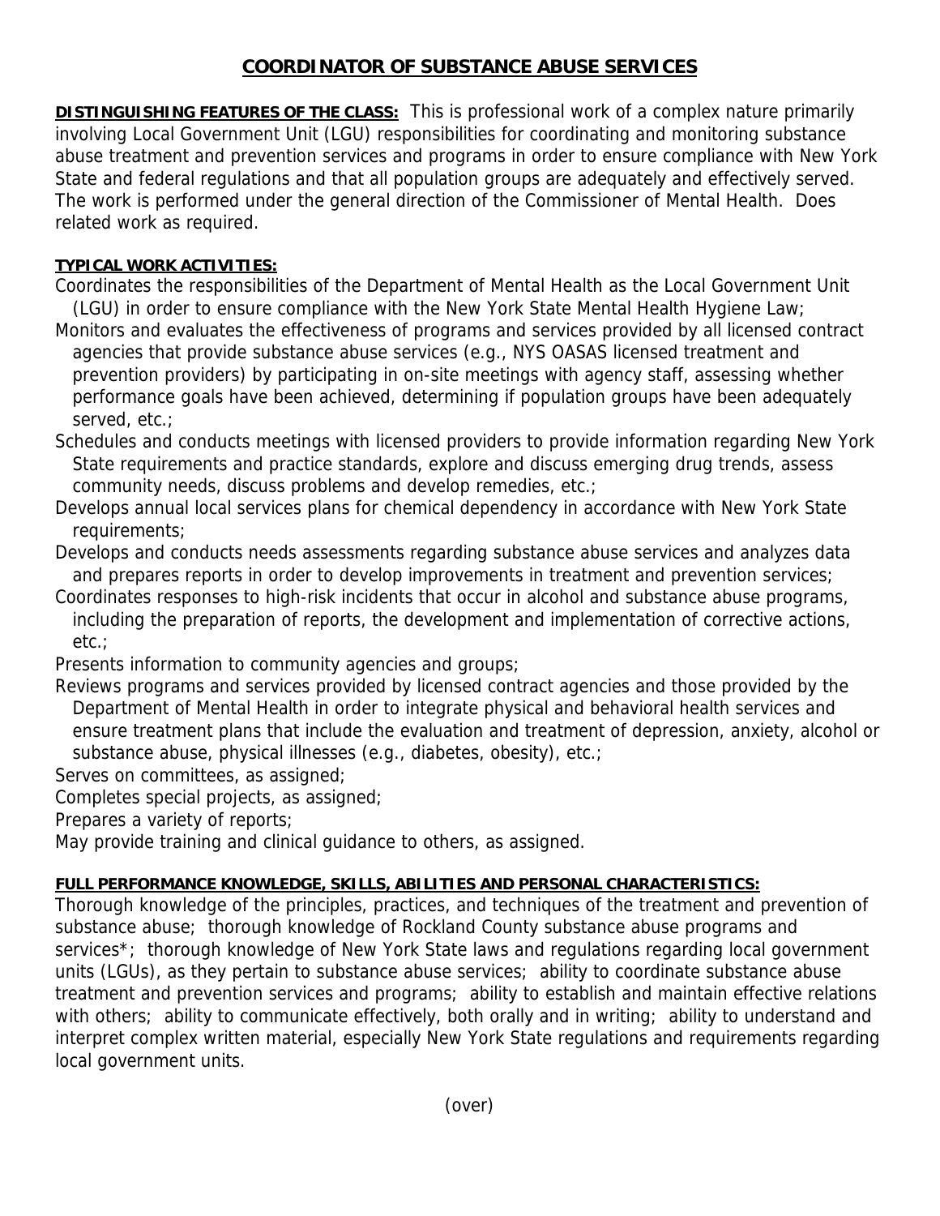# COORDINATOR OF SUBSTANCE ABUSE SERVICES

**DISTINGUISHING FEATURES OF THE CLASS:** This is professional work of a complex nature primarily involving Local Government Unit (LGU) responsibilities for coordinating and monitoring substance abuse treatment and prevention services and programs in order to ensure compliance with New York State and federal regulations and that all population groups are adequately and effectively served. The work is performed under the general direction of the Commissioner of Mental Health. Does related work as required.

**TYPICAL WORK ACTIVITIES:**

Coordinates the responsibilities of the Department of Mental Health as the Local Government Unit (LGU) in order to ensure compliance with the New York State Mental Health Hygiene Law;

Monitors and evaluates the effectiveness of programs and services provided by all licensed contract agencies that provide substance abuse services (e.g., NYS OASAS licensed treatment and prevention providers) by participating in on-site meetings with agency staff, assessing whether performance goals have been achieved, determining if population groups have been adequately served, etc.;

Schedules and conducts meetings with licensed providers to provide information regarding New York State requirements and practice standards, explore and discuss emerging drug trends, assess community needs, discuss problems and develop remedies, etc.;

Develops annual local services plans for chemical dependency in accordance with New York State requirements;

Develops and conducts needs assessments regarding substance abuse services and analyzes data and prepares reports in order to develop improvements in treatment and prevention services;

Coordinates responses to high-risk incidents that occur in alcohol and substance abuse programs, including the preparation of reports, the development and implementation of corrective actions, etc.;

Presents information to community agencies and groups;

Reviews programs and services provided by licensed contract agencies and those provided by the Department of Mental Health in order to integrate physical and behavioral health services and ensure treatment plans that include the evaluation and treatment of depression, anxiety, alcohol or substance abuse, physical illnesses (e.g., diabetes, obesity), etc.;

Serves on committees, as assigned;

Completes special projects, as assigned;

Prepares a variety of reports;

May provide training and clinical guidance to others, as assigned.

**FULL PERFORMANCE KNOWLEDGE, SKILLS, ABILITIES AND PERSONAL CHARACTERISTICS:**

Thorough knowledge of the principles, practices, and techniques of the treatment and prevention of substance abuse; thorough knowledge of Rockland County substance abuse programs and services*; thorough knowledge of New York State laws and regulations regarding local government units (LGUs), as they pertain to substance abuse services; ability to coordinate substance abuse treatment and prevention services and programs; ability to establish and maintain effective relations with others; ability to communicate effectively, both orally and in writing; ability to understand and interpret complex written material, especially New York State regulations and requirements regarding local government units.

(over)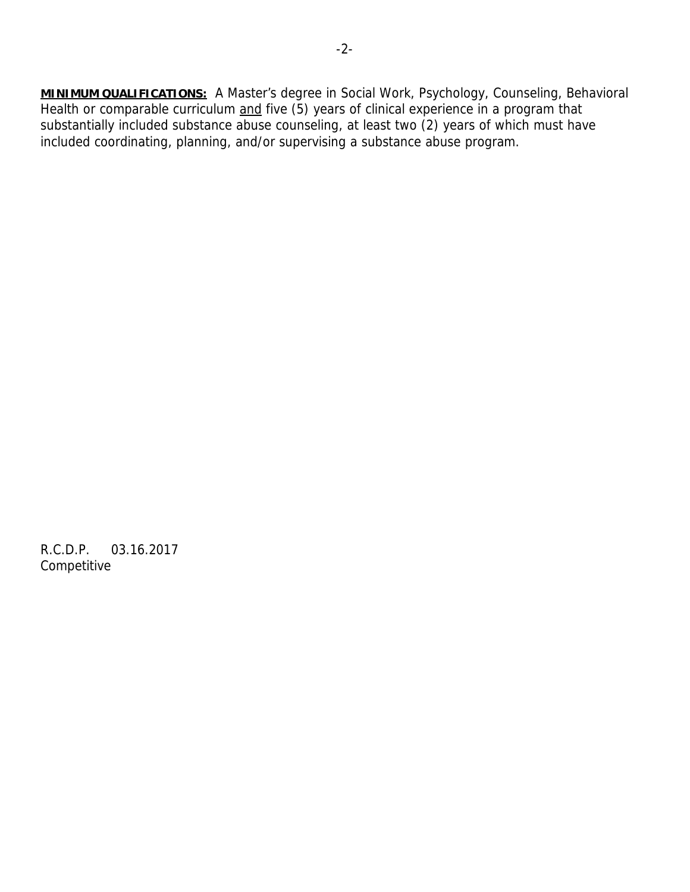**<u>MINIMUM QUALIFICATIONS:</u>** A Master's degree in Social Work, Psychology, Counseling, Behavioral Health or comparable curriculum <u>and</u> five (5) years of clinical experience in a program that substantially included substance abuse counseling, at least two (2) years of which must have included coordinating, planning, and/or supervising a substance abuse program.

R.C.D.P. 03.16.2017
Competitive